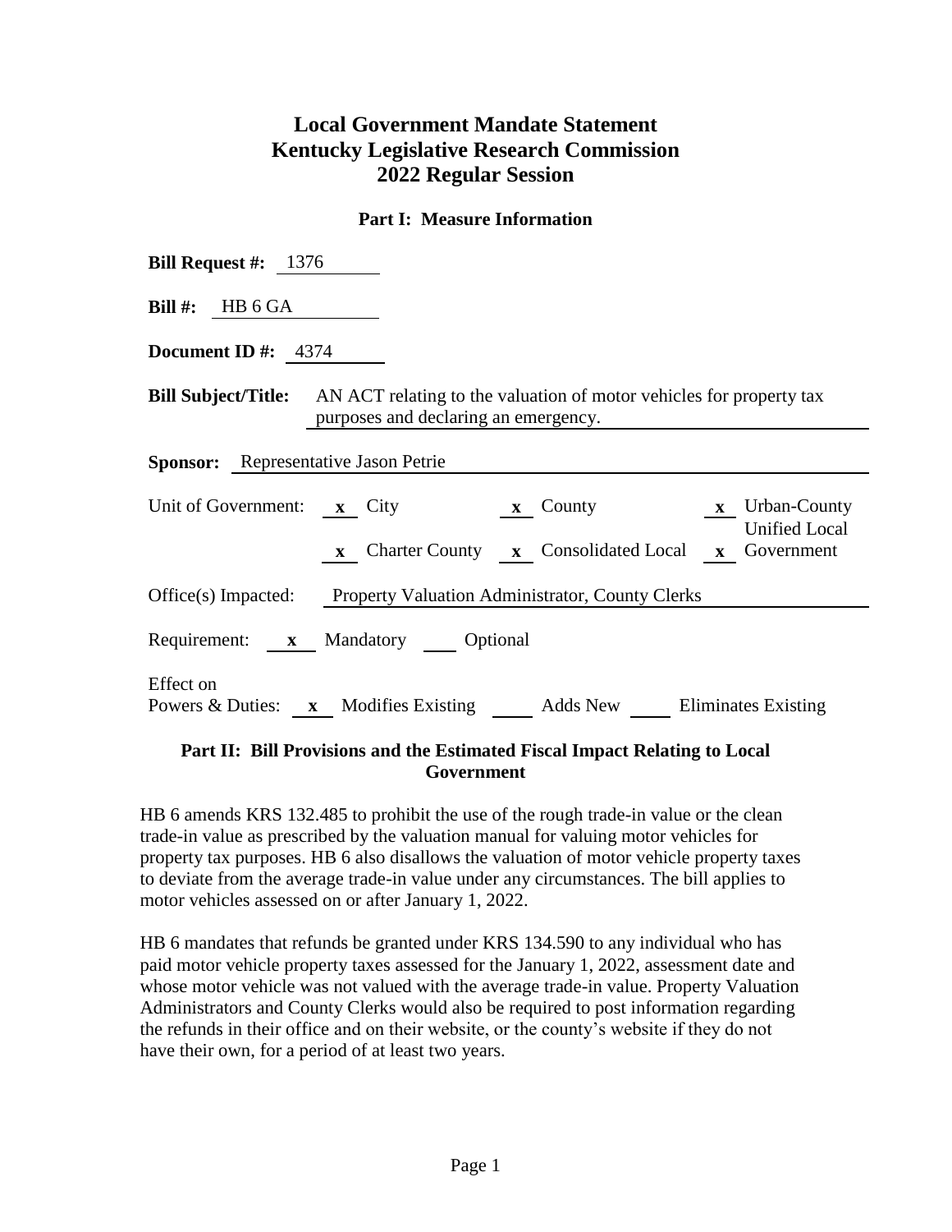# Local Government Mandate Statement
# Kentucky Legislative Research Commission
# 2022 Regular Session

### Part I: Measure Information

**Bill Request #:** 1376

**Bill #:** HB 6 GA

**Document ID #:** 4374

**Bill Subject/Title:** AN ACT relating to the valuation of motor vehicles for property tax purposes and declaring an emergency.

**Sponsor:** Representative Jason Petrie

Unit of Government: **x** City **x** County **x** Urban-County Unified Local Government **x** Charter County **x** Consolidated Local

Office(s) Impacted: Property Valuation Administrator, County Clerks

Requirement: **x** Mandatory ___ Optional

Effect on Powers & Duties: **x** Modifies Existing ___ Adds New ___ Eliminates Existing

### Part II: Bill Provisions and the Estimated Fiscal Impact Relating to Local Government

HB 6 amends KRS 132.485 to prohibit the use of the rough trade-in value or the clean trade-in value as prescribed by the valuation manual for valuing motor vehicles for property tax purposes. HB 6 also disallows the valuation of motor vehicle property taxes to deviate from the average trade-in value under any circumstances. The bill applies to motor vehicles assessed on or after January 1, 2022.

HB 6 mandates that refunds be granted under KRS 134.590 to any individual who has paid motor vehicle property taxes assessed for the January 1, 2022, assessment date and whose motor vehicle was not valued with the average trade-in value. Property Valuation Administrators and County Clerks would also be required to post information regarding the refunds in their office and on their website, or the county's website if they do not have their own, for a period of at least two years.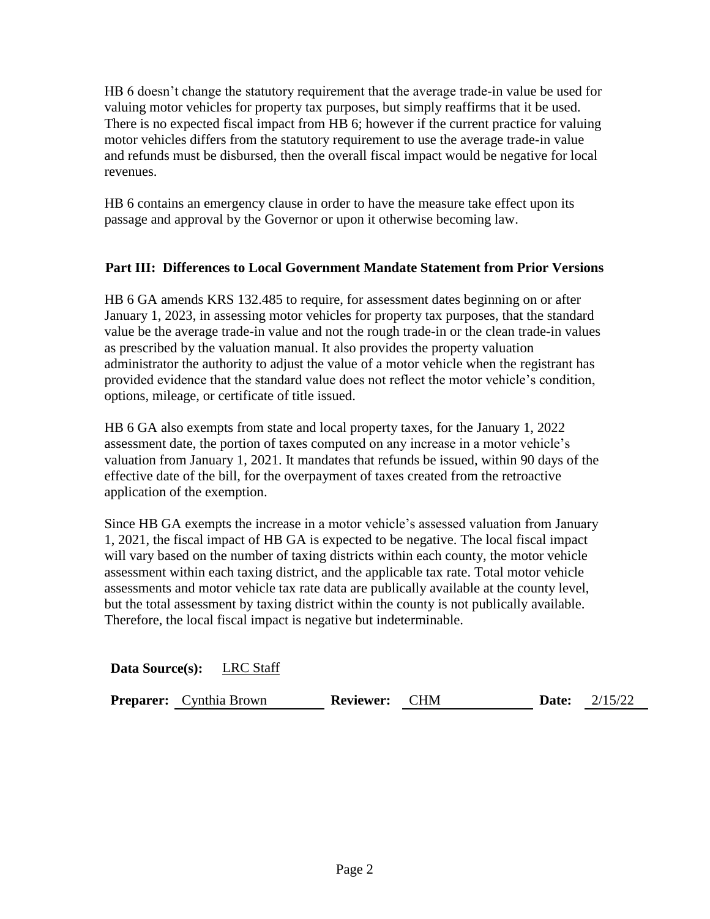HB 6 doesn't change the statutory requirement that the average trade-in value be used for valuing motor vehicles for property tax purposes, but simply reaffirms that it be used. There is no expected fiscal impact from HB 6; however if the current practice for valuing motor vehicles differs from the statutory requirement to use the average trade-in value and refunds must be disbursed, then the overall fiscal impact would be negative for local revenues.

HB 6 contains an emergency clause in order to have the measure take effect upon its passage and approval by the Governor or upon it otherwise becoming law.

### Part III: Differences to Local Government Mandate Statement from Prior Versions

HB 6 GA amends KRS 132.485 to require, for assessment dates beginning on or after January 1, 2023, in assessing motor vehicles for property tax purposes, that the standard value be the average trade-in value and not the rough trade-in or the clean trade-in values as prescribed by the valuation manual. It also provides the property valuation administrator the authority to adjust the value of a motor vehicle when the registrant has provided evidence that the standard value does not reflect the motor vehicle's condition, options, mileage, or certificate of title issued.

HB 6 GA also exempts from state and local property taxes, for the January 1, 2022 assessment date, the portion of taxes computed on any increase in a motor vehicle's valuation from January 1, 2021. It mandates that refunds be issued, within 90 days of the effective date of the bill, for the overpayment of taxes created from the retroactive application of the exemption.

Since HB GA exempts the increase in a motor vehicle's assessed valuation from January 1, 2021, the fiscal impact of HB GA is expected to be negative. The local fiscal impact will vary based on the number of taxing districts within each county, the motor vehicle assessment within each taxing district, and the applicable tax rate. Total motor vehicle assessments and motor vehicle tax rate data are publically available at the county level, but the total assessment by taxing district within the county is not publically available. Therefore, the local fiscal impact is negative but indeterminable.

**Data Source(s):** LRC Staff

**Preparer:** Cynthia Brown **Reviewer:** CHM **Date:** 2/15/22